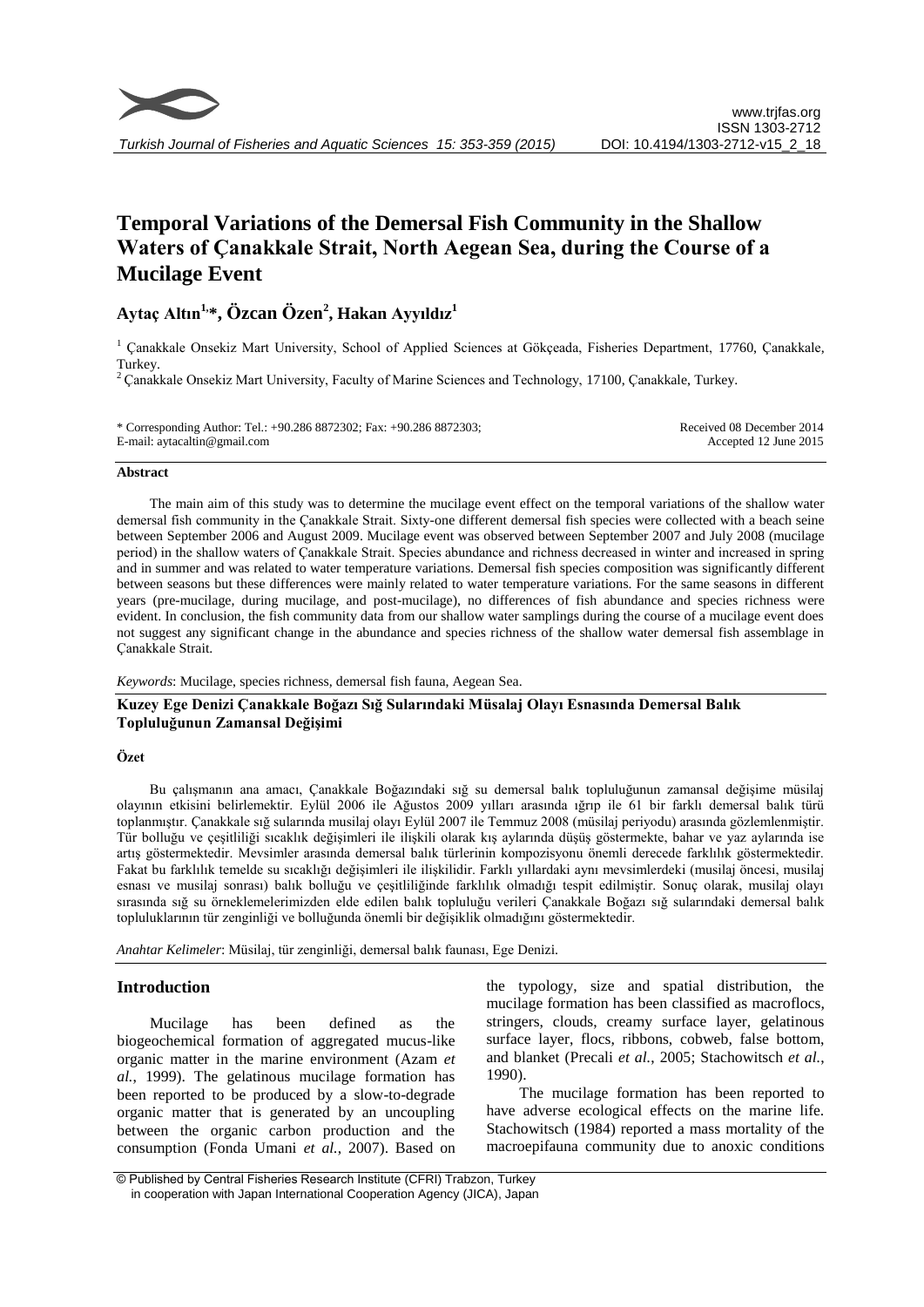# Temporal Variations of the Demersal Fish Community in the Shallow Waters of Çanakkale Strait, North Aegean Sea, during the Course of a Mucilage Event

**Aytaç Altın[1,*], Özcan Özen[2], Hakan Ayyıldız[1]**

[1] Çanakkale Onsekiz Mart University, School of Applied Sciences at Gökçeada, Fisheries Department, 17760, Çanakkale, Turkey.

[2] Çanakkale Onsekiz Mart University, Faculty of Marine Sciences and Technology, 17100, Çanakkale, Turkey.

\* Corresponding Author: Tel.: +90.286 8872302; Fax: +90.286 8872303;
E-mail: aytacaltin@gmail.com

Received 08 December 2014
Accepted 12 June 2015

## Abstract

The main aim of this study was to determine the mucilage event effect on the temporal variations of the shallow water demersal fish community in the Çanakkale Strait. Sixty-one different demersal fish species were collected with a beach seine between September 2006 and August 2009. Mucilage event was observed between September 2007 and July 2008 (mucilage period) in the shallow waters of Çanakkale Strait. Species abundance and richness decreased in winter and increased in spring and in summer and was related to water temperature variations. Demersal fish species composition was significantly different between seasons but these differences were mainly related to water temperature variations. For the same seasons in different years (pre-mucilage, during mucilage, and post-mucilage), no differences of fish abundance and species richness were evident. In conclusion, the fish community data from our shallow water samplings during the course of a mucilage event does not suggest any significant change in the abundance and species richness of the shallow water demersal fish assemblage in Çanakkale Strait.

*Keywords*: Mucilage, species richness, demersal fish fauna, Aegean Sea.

## Kuzey Ege Denizi Çanakkale Boğazı Sığ Sularındaki Müsalaj Olayı Esnasında Demersal Balık Topluluğunun Zamansal Değişimi

### Özet

Bu çalışmanın ana amacı, Çanakkale Boğazındaki sığ su demersal balık topluluğunun zamansal değişime müsilaj olayının etkisini belirlemektir. Eylül 2006 ile Ağustos 2009 yılları arasında ığrıp ile 61 bir farklı demersal balık türü toplanmıştır. Çanakkale sığ sularında musilaj olayı Eylül 2007 ile Temmuz 2008 (müsilaj periyodu) arasında gözlemlenmiştir. Tür bolluğu ve çeşitliliği sıcaklık değişimleri ile ilişkili olarak kış aylarında düşüş göstermekte, bahar ve yaz aylarında ise artış göstermektedir. Mevsimler arasında demersal balık türlerinin kompozisyonu önemli derecede farklılık göstermektedir. Fakat bu farklılık temelde su sıcaklığı değişimleri ile ilişkilidir. Farklı yıllardaki aynı mevsimlerdeki (musilaj öncesi, musilaj esnası ve musilaj sonrası) balık bolluğu ve çeşitliliğinde farklılık olmadığı tespit edilmiştir. Sonuç olarak, musilaj olayı sırasında sığ su örneklemelerimizden elde edilen balık topluluğu verileri Çanakkale Boğazı sığ sularındaki demersal balık topluluklarının tür zenginliği ve bolluğunda önemli bir değişiklik olmadığını göstermektedir.

*Anahtar Kelimeler*: Müsilaj, tür zenginliği, demersal balık faunası, Ege Denizi.

## Introduction

Mucilage has been defined as the biogeochemical formation of aggregated mucus-like organic matter in the marine environment (Azam *et al.*, 1999). The gelatinous mucilage formation has been reported to be produced by a slow-to-degrade organic matter that is generated by an uncoupling between the organic carbon production and the consumption (Fonda Umani *et al.*, 2007). Based on the typology, size and spatial distribution, the mucilage formation has been classified as macroflocs, stringers, clouds, creamy surface layer, gelatinous surface layer, flocs, ribbons, cobweb, false bottom, and blanket (Precali *et al.*, 2005; Stachowitsch *et al.*, 1990).

The mucilage formation has been reported to have adverse ecological effects on the marine life. Stachowitsch (1984) reported a mass mortality of the macroepifauna community due to anoxic conditions

© Published by Central Fisheries Research Institute (CFRI) Trabzon, Turkey in cooperation with Japan International Cooperation Agency (JICA), Japan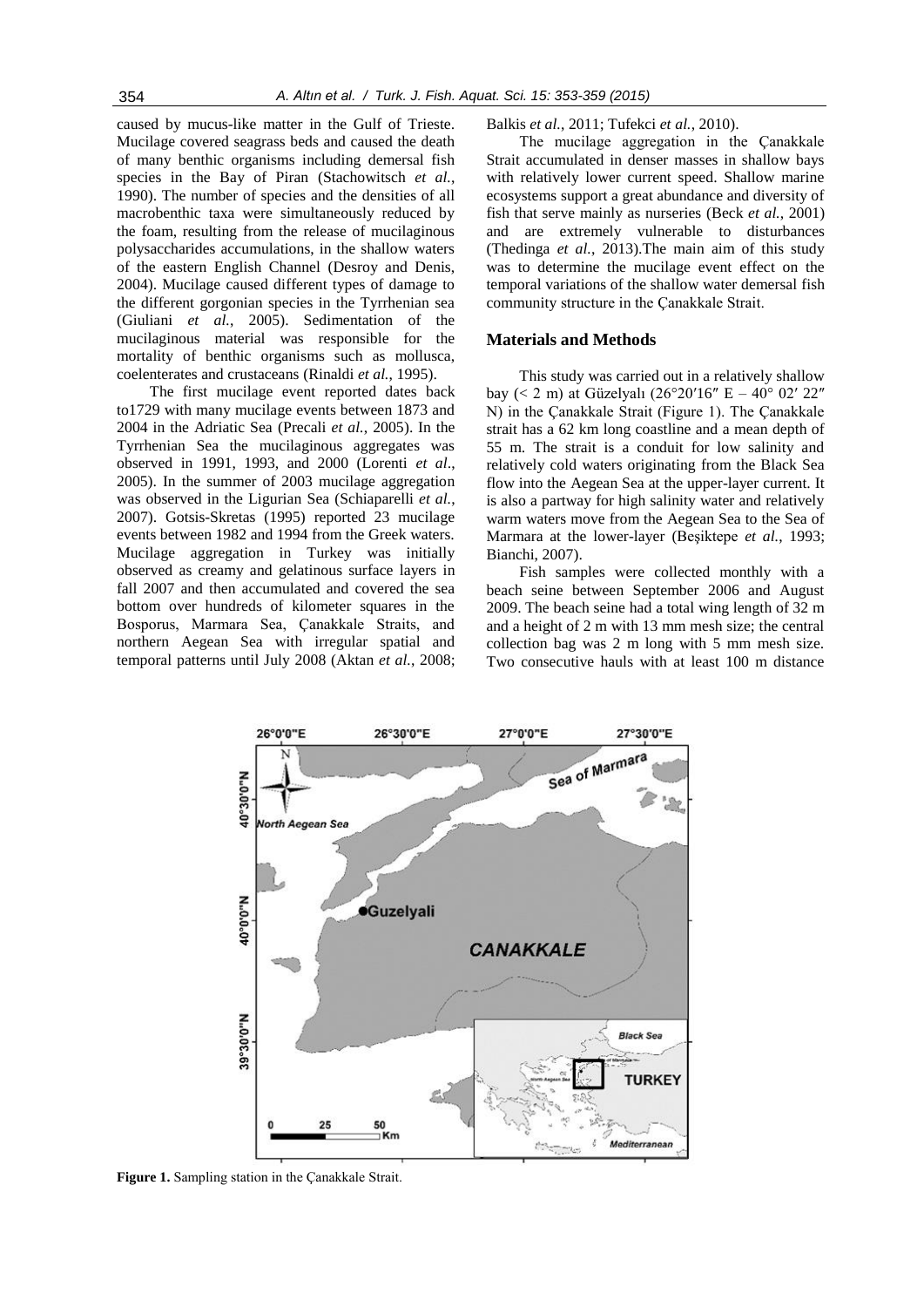caused by mucus-like matter in the Gulf of Trieste. Mucilage covered seagrass beds and caused the death of many benthic organisms including demersal fish species in the Bay of Piran (Stachowitsch *et al.*, 1990). The number of species and the densities of all macrobenthic taxa were simultaneously reduced by the foam, resulting from the release of mucilaginous polysaccharides accumulations, in the shallow waters of the eastern English Channel (Desroy and Denis, 2004). Mucilage caused different types of damage to the different gorgonian species in the Tyrrhenian sea (Giuliani *et al.*, 2005). Sedimentation of the mucilaginous material was responsible for the mortality of benthic organisms such as mollusca, coelenterates and crustaceans (Rinaldi *et al.*, 1995).

The first mucilage event reported dates back to1729 with many mucilage events between 1873 and 2004 in the Adriatic Sea (Precali *et al.*, 2005). In the Tyrrhenian Sea the mucilaginous aggregates was observed in 1991, 1993, and 2000 (Lorenti *et al*., 2005). In the summer of 2003 mucilage aggregation was observed in the Ligurian Sea (Schiaparelli *et al.*, 2007). Gotsis-Skretas (1995) reported 23 mucilage events between 1982 and 1994 from the Greek waters. Mucilage aggregation in Turkey was initially observed as creamy and gelatinous surface layers in fall 2007 and then accumulated and covered the sea bottom over hundreds of kilometer squares in the Bosporus, Marmara Sea, Çanakkale Straits, and northern Aegean Sea with irregular spatial and temporal patterns until July 2008 (Aktan *et al.*, 2008; Balkis *et al.*, 2011; Tufekci *et al.*, 2010).

The mucilage aggregation in the Çanakkale Strait accumulated in denser masses in shallow bays with relatively lower current speed. Shallow marine ecosystems support a great abundance and diversity of fish that serve mainly as nurseries (Beck *et al.*, 2001) and are extremely vulnerable to disturbances (Thedinga *et al.*, 2013).The main aim of this study was to determine the mucilage event effect on the temporal variations of the shallow water demersal fish community structure in the Çanakkale Strait.

## Materials and Methods

This study was carried out in a relatively shallow bay (< 2 m) at Güzelyalı (26°20′16″ E – 40° 02′ 22″ N) in the Çanakkale Strait (Figure 1). The Çanakkale strait has a 62 km long coastline and a mean depth of 55 m. The strait is a conduit for low salinity and relatively cold waters originating from the Black Sea flow into the Aegean Sea at the upper-layer current. It is also a partway for high salinity water and relatively warm waters move from the Aegean Sea to the Sea of Marmara at the lower-layer (Beşiktepe *et al.*, 1993; Bianchi, 2007).

Fish samples were collected monthly with a beach seine between September 2006 and August 2009. The beach seine had a total wing length of 32 m and a height of 2 m with 13 mm mesh size; the central collection bag was 2 m long with 5 mm mesh size. Two consecutive hauls with at least 100 m distance

**Figure 1.** Sampling station in the Çanakkale Strait.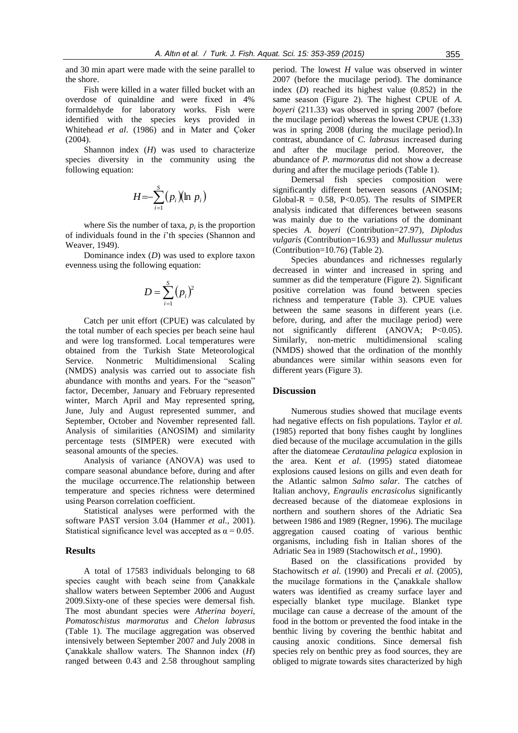and 30 min apart were made with the seine parallel to the shore.

Fish were killed in a water filled bucket with an overdose of quinaldine and were fixed in 4% formaldehyde for laboratory works. Fish were identified with the species keys provided in Whitehead *et al*. (1986) and in Mater and Çoker (2004).

Shannon index ($H$) was used to characterize species diversity in the community using the following equation:

$$H = -\sum_{i=1}^{S} (p_i)(\ln\, p_i)$$

where $S$is the number of taxa, $p_i$ is the proportion of individuals found in the $i$'th species (Shannon and Weaver, 1949).

Dominance index ($D$) was used to explore taxon evenness using the following equation:

$$D = \sum_{i=1}^{S} (p_i)^2$$

Catch per unit effort (CPUE) was calculated by the total number of each species per beach seine haul and were log transformed. Local temperatures were obtained from the Turkish State Meteorological Service. Nonmetric Multidimensional Scaling (NMDS) analysis was carried out to associate fish abundance with months and years. For the "season" factor, December, January and February represented winter, March April and May represented spring, June, July and August represented summer, and September, October and November represented fall. Analysis of similarities (ANOSIM) and similarity percentage tests (SIMPER) were executed with seasonal amounts of the species.

Analysis of variance (ANOVA) was used to compare seasonal abundance before, during and after the mucilage occurrence.The relationship between temperature and species richness were determined using Pearson correlation coefficient.

Statistical analyses were performed with the software PAST version 3.04 (Hammer *et al.*, 2001). Statistical significance level was accepted as $\alpha = 0.05$.

## Results

A total of 17583 individuals belonging to 68 species caught with beach seine from Çanakkale shallow waters between September 2006 and August 2009.Sixty-one of these species were demersal fish. The most abundant species were *Atherina boyeri*, *Pomatoschistus marmoratus* and *Chelon labrasus* (Table 1). The mucilage aggregation was observed intensively between September 2007 and July 2008 in Çanakkale shallow waters. The Shannon index ($H$) ranged between 0.43 and 2.58 throughout sampling period. The lowest $H$ value was observed in winter 2007 (before the mucilage period). The dominance index ($D$) reached its highest value (0.852) in the same season (Figure 2). The highest CPUE of *A. boyeri* (211.33) was observed in spring 2007 (before the mucilage period) whereas the lowest CPUE (1.33) was in spring 2008 (during the mucilage period).In contrast, abundance of *C. labrasus* increased during and after the mucilage period. Moreover, the abundance of *P. marmoratus* did not show a decrease during and after the mucilage periods (Table 1).

Demersal fish species composition were significantly different between seasons (ANOSIM; Global-R = 0.58, $P<0.05$). The results of SIMPER analysis indicated that differences between seasons was mainly due to the variations of the dominant species *A. boyeri* (Contribution=27.97), *Diplodus vulgaris* (Contribution=16.93) and *Mullussur muletus* (Contribution=10.76) (Table 2).

Species abundances and richnesses regularly decreased in winter and increased in spring and summer as did the temperature (Figure 2). Significant positive correlation was found between species richness and temperature (Table 3). CPUE values between the same seasons in different years (i.e. before, during, and after the mucilage period) were not significantly different (ANOVA; $P<0.05$). Similarly, non-metric multidimensional scaling (NMDS) showed that the ordination of the monthly abundances were similar within seasons even for different years (Figure 3).

## Discussion

Numerous studies showed that mucilage events had negative effects on fish populations. Taylor *et al.* (1985) reported that bony fishes caught by longlines died because of the mucilage accumulation in the gills after the diatomeae *Cerataulina pelagica* explosion in the area. Kent *et al*. (1995) stated diatomeae explosions caused lesions on gills and even death for the Atlantic salmon *Salmo salar*. The catches of Italian anchovy, *Engraulis encrasicolus* significantly decreased because of the diatomeae explosions in northern and southern shores of the Adriatic Sea between 1986 and 1989 (Regner, 1996). The mucilage aggregation caused coating of various benthic organisms, including fish in Italian shores of the Adriatic Sea in 1989 (Stachowitsch *et al.*, 1990).

Based on the classifications provided by Stachowitsch *et al.* (1990) and Precali *et al.* (2005), the mucilage formations in the Çanakkale shallow waters was identified as creamy surface layer and especially blanket type mucilage. Blanket type mucilage can cause a decrease of the amount of the food in the bottom or prevented the food intake in the benthic living by covering the benthic habitat and causing anoxic conditions. Since demersal fish species rely on benthic prey as food sources, they are obliged to migrate towards sites characterized by high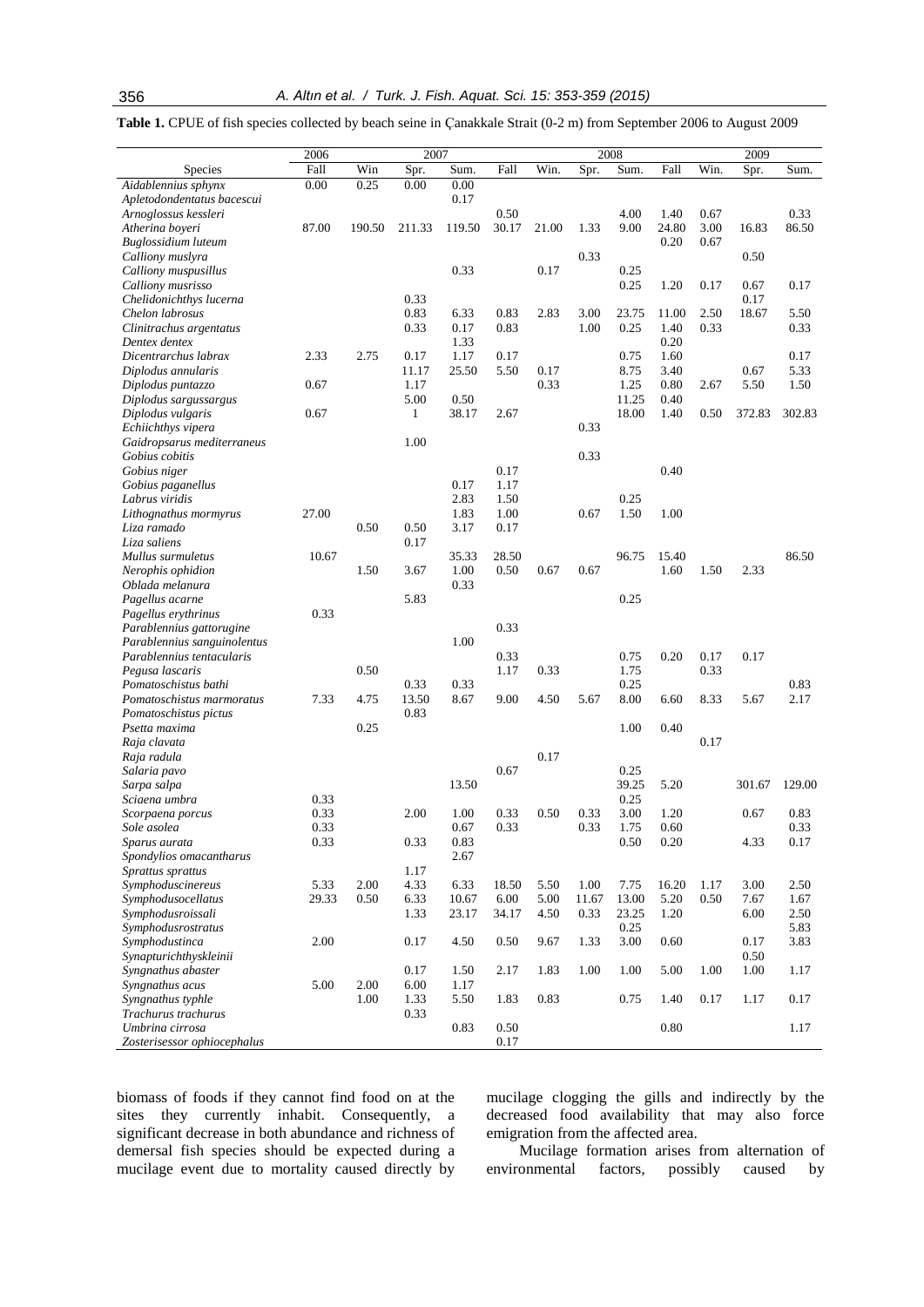**Table 1.** CPUE of fish species collected by beach seine in Çanakkale Strait (0-2 m) from September 2006 to August 2009

| | 2006 | 2007 | | | | 2008 | | | | 2009 | | |
|---|---|---|---|---|---|---|---|---|---|---|---|---|
| Species | Fall | Win | Spr. | Sum. | Fall | Win. | Spr. | Sum. | Fall | Win. | Spr. | Sum. |
| *Aidablennius sphynx* | 0.00 | 0.25 | 0.00 | 0.00 | | | | | | | | |
| *Apletodondentatus bacescui* | | | | 0.17 | | | | | | | | |
| *Arnoglossus kessleri* | | | | | 0.50 | | | 4.00 | 1.40 | 0.67 | | 0.33 |
| *Atherina boyeri* | 87.00 | 190.50 | 211.33 | 119.50 | 30.17 | 21.00 | 1.33 | 9.00 | 24.80 | 3.00 | 16.83 | 86.50 |
| *Buglossidium luteum* | | | | | | | | | 0.20 | 0.67 | | |
| *Calliony muslyra* | | | | | | | 0.33 | | | | 0.50 | |
| *Calliony muspusillus* | | | | 0.33 | | 0.17 | | 0.25 | | | | |
| *Calliony musrisso* | | | | | | | | 0.25 | 1.20 | 0.17 | 0.67 | 0.17 |
| *Chelidonichthys lucerna* | | | 0.33 | | | | | | | | 0.17 | |
| *Chelon labrosus* | | | 0.83 | 6.33 | 0.83 | 2.83 | 3.00 | 23.75 | 11.00 | 2.50 | 18.67 | 5.50 |
| *Clinitrachus argentatus* | | | 0.33 | 0.17 | 0.83 | | 1.00 | 0.25 | 1.40 | 0.33 | | 0.33 |
| *Dentex dentex* | | | | 1.33 | | | | | 0.20 | | | |
| *Dicentrarchus labrax* | 2.33 | 2.75 | 0.17 | 1.17 | 0.17 | | | 0.75 | 1.60 | | | 0.17 |
| *Diplodus annularis* | | | 11.17 | 25.50 | 5.50 | 0.17 | | 8.75 | 3.40 | | 0.67 | 5.33 |
| *Diplodus puntazzo* | 0.67 | | 1.17 | | | 0.33 | | 1.25 | 0.80 | 2.67 | 5.50 | 1.50 |
| *Diplodus sargussargus* | | | 5.00 | 0.50 | | | | 11.25 | 0.40 | | | |
| *Diplodus vulgaris* | 0.67 | | 1 | 38.17 | 2.67 | | | 18.00 | 1.40 | 0.50 | 372.83 | 302.83 |
| *Echiichthys vipera* | | | | | | | 0.33 | | | | | |
| *Gaidropsarus mediterraneus* | | | 1.00 | | | | | | | | | |
| *Gobius cobitis* | | | | | | | 0.33 | | | | | |
| *Gobius niger* | | | | | 0.17 | | | | 0.40 | | | |
| *Gobius paganellus* | | | | 0.17 | 1.17 | | | | | | | |
| *Labrus viridis* | | | | 2.83 | 1.50 | | | 0.25 | | | | |
| *Lithognathus mormyrus* | 27.00 | | | 1.83 | 1.00 | | 0.67 | 1.50 | 1.00 | | | |
| *Liza ramado* | | 0.50 | 0.50 | 3.17 | 0.17 | | | | | | | |
| *Liza saliens* | | | 0.17 | | | | | | | | | |
| *Mullus surmuletus* | 10.67 | | | 35.33 | 28.50 | | | 96.75 | 15.40 | | | 86.50 |
| *Nerophis ophidion* | | 1.50 | 3.67 | 1.00 | 0.50 | 0.67 | 0.67 | | 1.60 | 1.50 | 2.33 | |
| *Oblada melanura* | | | | 0.33 | | | | | | | | |
| *Pagellus acarne* | | | 5.83 | | | | | 0.25 | | | | |
| *Pagellus erythrinus* | 0.33 | | | | | | | | | | | |
| *Parablennius gattorugine* | | | | | 0.33 | | | | | | | |
| *Parablennius sanguinolentus* | | | | 1.00 | | | | | | | | |
| *Parablennius tentacularis* | | | | | 0.33 | | | 0.75 | 0.20 | 0.17 | 0.17 | |
| *Pegusa lascaris* | | 0.50 | | | 1.17 | 0.33 | | 1.75 | | 0.33 | | |
| *Pomatoschistus bathi* | | | 0.33 | 0.33 | | | | 0.25 | | | | 0.83 |
| *Pomatoschistus marmoratus* | 7.33 | 4.75 | 13.50 | 8.67 | 9.00 | 4.50 | 5.67 | 8.00 | 6.60 | 8.33 | 5.67 | 2.17 |
| *Pomatoschistus pictus* | | | 0.83 | | | | | | | | | |
| *Psetta maxima* | | 0.25 | | | | | | 1.00 | 0.40 | | | |
| *Raja clavata* | | | | | | | | | | 0.17 | | |
| *Raja radula* | | | | | | 0.17 | | | | | | |
| *Salaria pavo* | | | | | 0.67 | | | 0.25 | | | | |
| *Sarpa salpa* | | | | 13.50 | | | | 39.25 | 5.20 | | 301.67 | 129.00 |
| *Sciaena umbra* | 0.33 | | | | | | | 0.25 | | | | |
| *Scorpaena porcus* | 0.33 | | 2.00 | 1.00 | 0.33 | 0.50 | 0.33 | 3.00 | 1.20 | | 0.67 | 0.83 |
| *Sole asolea* | 0.33 | | | 0.67 | 0.33 | | 0.33 | 1.75 | 0.60 | | | 0.33 |
| *Sparus aurata* | 0.33 | | 0.33 | 0.83 | | | | 0.50 | 0.20 | | 4.33 | 0.17 |
| *Spondylios omacantharus* | | | | 2.67 | | | | | | | | |
| *Sprattus sprattus* | | | 1.17 | | | | | | | | | |
| *Symphoduscinereus* | 5.33 | 2.00 | 4.33 | 6.33 | 18.50 | 5.50 | 1.00 | 7.75 | 16.20 | 1.17 | 3.00 | 2.50 |
| *Symphodusocellatus* | 29.33 | 0.50 | 6.33 | 10.67 | 6.00 | 5.00 | 11.67 | 13.00 | 5.20 | 0.50 | 7.67 | 1.67 |
| *Symphodusroissali* | | | 1.33 | 23.17 | 34.17 | 4.50 | 0.33 | 23.25 | 1.20 | | 6.00 | 2.50 |
| *Symphodusrostratus* | | | | | | | | 0.25 | | | | 5.83 |
| *Symphodustinca* | 2.00 | | 0.17 | 4.50 | 0.50 | 9.67 | 1.33 | 3.00 | 0.60 | | 0.17 | 3.83 |
| *Synapturichthyskleinii* | | | | | | | | | | | 0.50 | |
| *Syngnathus abaster* | | | 0.17 | 1.50 | 2.17 | 1.83 | 1.00 | 1.00 | 5.00 | 1.00 | 1.00 | 1.17 |
| *Syngnathus acus* | 5.00 | 2.00 | 6.00 | 1.17 | | | | | | | | |
| *Syngnathus typhle* | | 1.00 | 1.33 | 5.50 | 1.83 | 0.83 | | 0.75 | 1.40 | 0.17 | 1.17 | 0.17 |
| *Trachurus trachurus* | | | 0.33 | | | | | | | | | |
| *Umbrina cirrosa* | | | | 0.83 | 0.50 | | | | 0.80 | | | 1.17 |
| *Zosterisessor ophiocephalus* | | | | | 0.17 | | | | | | | |

biomass of foods if they cannot find food on at the sites they currently inhabit. Consequently, a significant decrease in both abundance and richness of demersal fish species should be expected during a mucilage event due to mortality caused directly by mucilage clogging the gills and indirectly by the decreased food availability that may also force emigration from the affected area.

Mucilage formation arises from alternation of environmental factors, possibly caused by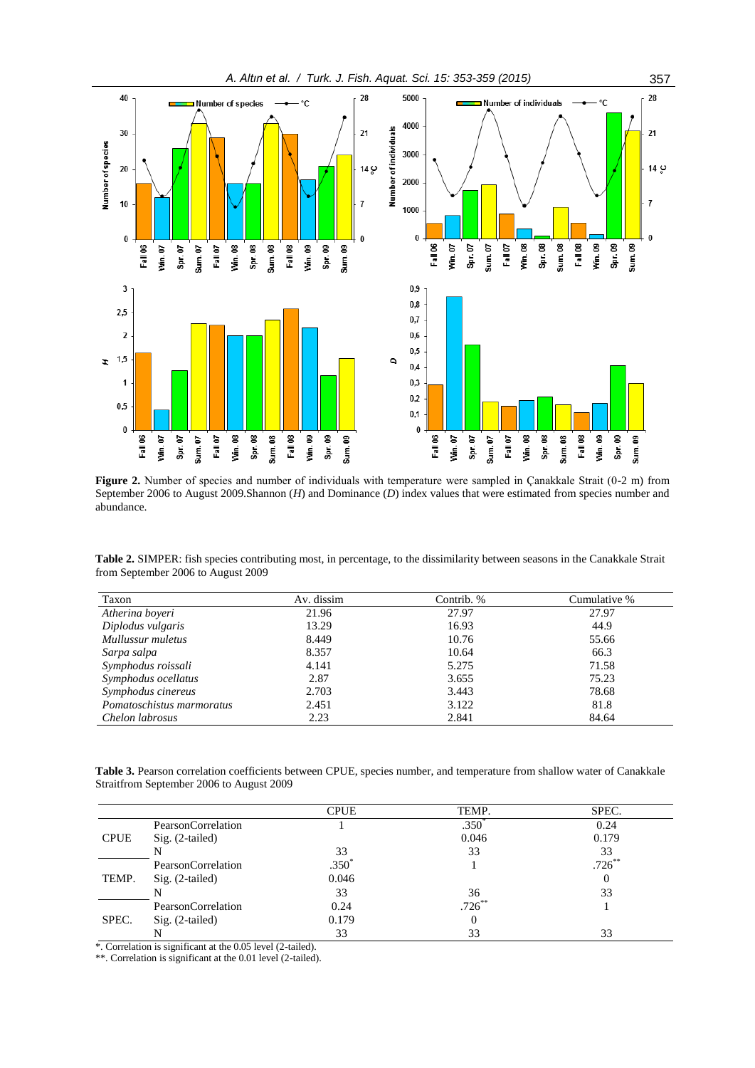**Figure 2.** Number of species and number of individuals with temperature were sampled in Çanakkale Strait (0-2 m) from September 2006 to August 2009.Shannon (*H*) and Dominance (*D*) index values that were estimated from species number and abundance.

**Table 2.** SIMPER: fish species contributing most, in percentage, to the dissimilarity between seasons in the Canakkale Strait from September 2006 to August 2009

| Taxon | Av. dissim | Contrib. % | Cumulative % |
|---|---|---|---|
| *Atherina boyeri* | 21.96 | 27.97 | 27.97 |
| *Diplodus vulgaris* | 13.29 | 16.93 | 44.9 |
| *Mullussur muletus* | 8.449 | 10.76 | 55.66 |
| *Sarpa salpa* | 8.357 | 10.64 | 66.3 |
| *Symphodus roissali* | 4.141 | 5.275 | 71.58 |
| *Symphodus ocellatus* | 2.87 | 3.655 | 75.23 |
| *Symphodus cinereus* | 2.703 | 3.443 | 78.68 |
| *Pomatoschistus marmoratus* | 2.451 | 3.122 | 81.8 |
| *Chelon labrosus* | 2.23 | 2.841 | 84.64 |

**Table 3.** Pearson correlation coefficients between CPUE, species number, and temperature from shallow water of Canakkale Straitfrom September 2006 to August 2009

| | | CPUE | TEMP. | SPEC. |
|---|---|---|---|---|
| CPUE | PearsonCorrelation | 1 | .350* | 0.24 |
| | Sig. (2-tailed) | | 0.046 | 0.179 |
| | N | 33 | 33 | 33 |
| TEMP. | PearsonCorrelation | .350* | 1 | .726** |
| | Sig. (2-tailed) | 0.046 | | 0 |
| | N | 33 | 36 | 33 |
| SPEC. | PearsonCorrelation | 0.24 | .726** | 1 |
| | Sig. (2-tailed) | 0.179 | 0 | |
| | N | 33 | 33 | 33 |

*. Correlation is significant at the 0.05 level (2-tailed).

**. Correlation is significant at the 0.01 level (2-tailed).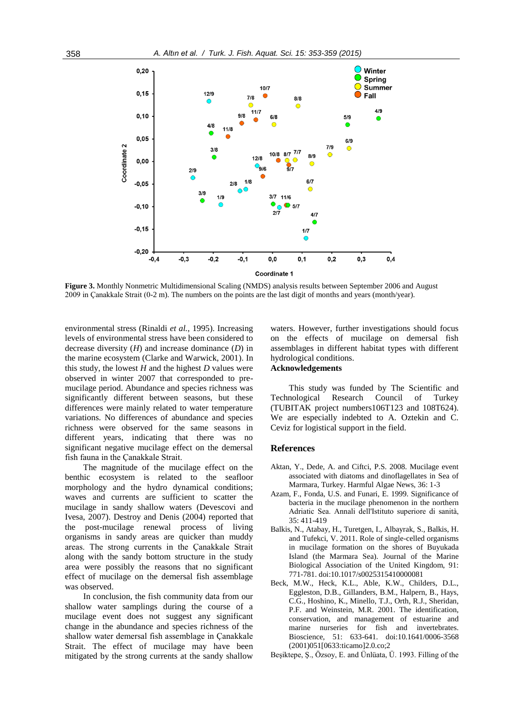Figure 3. Monthly Nonmetric Multidimensional Scaling (NMDS) analysis results between September 2006 and August 2009 in Çanakkale Strait (0-2 m). The numbers on the points are the last digit of months and years (month/year).

environmental stress (Rinaldi *et al.*, 1995). Increasing levels of environmental stress have been considered to decrease diversity (*H*) and increase dominance (*D*) in the marine ecosystem (Clarke and Warwick, 2001). In this study, the lowest *H* and the highest *D* values were observed in winter 2007 that corresponded to pre-mucilage period. Abundance and species richness was significantly different between seasons, but these differences were mainly related to water temperature variations. No differences of abundance and species richness were observed for the same seasons in different years, indicating that there was no significant negative mucilage effect on the demersal fish fauna in the Çanakkale Strait.

The magnitude of the mucilage effect on the benthic ecosystem is related to the seafloor morphology and the hydro dynamical conditions; waves and currents are sufficient to scatter the mucilage in sandy shallow waters (Devescovi and Ivesa, 2007). Destroy and Denis (2004) reported that the post-mucilage renewal process of living organisms in sandy areas are quicker than muddy areas. The strong currents in the Çanakkale Strait along with the sandy bottom structure in the study area were possibly the reasons that no significant effect of mucilage on the demersal fish assemblage was observed.

In conclusion, the fish community data from our shallow water samplings during the course of a mucilage event does not suggest any significant change in the abundance and species richness of the shallow water demersal fish assemblage in Çanakkale Strait. The effect of mucilage may have been mitigated by the strong currents at the sandy shallow waters. However, further investigations should focus on the effects of mucilage on demersal fish assemblages in different habitat types with different hydrological conditions.

**Acknowledgements**

This study was funded by The Scientific and Technological Research Council of Turkey (TUBITAK project numbers106T123 and 108T624). We are especially indebted to A. Oztekin and C. Ceviz for logistical support in the field.

## References

Aktan, Y., Dede, A. and Ciftci, P.S. 2008. Mucilage event associated with diatoms and dinoflagellates in Sea of Marmara, Turkey. Harmful Algae News, 36: 1-3

Azam, F., Fonda, U.S. and Funari, E. 1999. Significance of bacteria in the mucilage phenomenon in the northern Adriatic Sea. Annali dell'Istituto superiore di sanità, 35: 411-419

Balkis, N., Atabay, H., Turetgen, I., Albayrak, S., Balkis, H. and Tufekci, V. 2011. Role of single-celled organisms in mucilage formation on the shores of Buyukada Island (the Marmara Sea). Journal of the Marine Biological Association of the United Kingdom, 91: 771-781. doi:10.1017/s0025315410000081

Beck, M.W., Heck, K.L., Able, K.W., Childers, D.L., Eggleston, D.B., Gillanders, B.M., Halpern, B., Hays, C.G., Hoshino, K., Minello, T.J., Orth, R.J., Sheridan, P.F. and Weinstein, M.R. 2001. The identification, conservation, and management of estuarine and marine nurseries for fish and invertebrates. Bioscience, 51: 633-641. doi:10.1641/0006-3568 (2001)051[0633:ticamo]2.0.co;2

Beşiktepe, Ş., Özsoy, E. and Ünlüata, Ü. 1993. Filling of the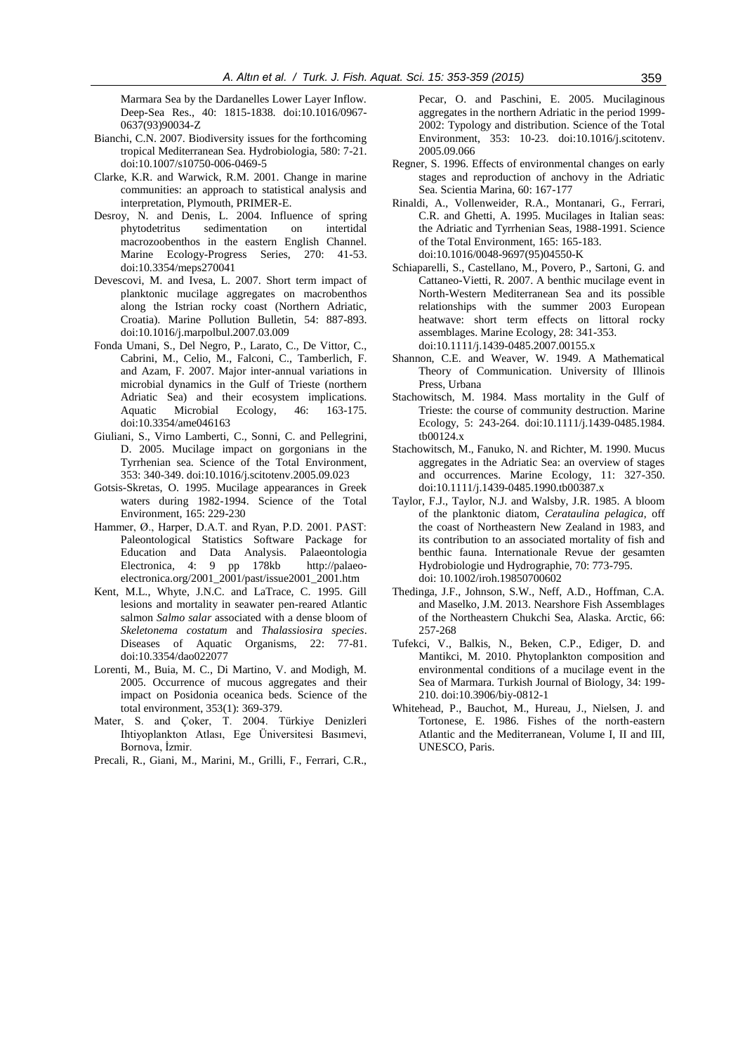Marmara Sea by the Dardanelles Lower Layer Inflow. Deep-Sea Res., 40: 1815-1838. doi:10.1016/0967-0637(93)90034-Z

Bianchi, C.N. 2007. Biodiversity issues for the forthcoming tropical Mediterranean Sea. Hydrobiologia, 580: 7-21. doi:10.1007/s10750-006-0469-5

Clarke, K.R. and Warwick, R.M. 2001. Change in marine communities: an approach to statistical analysis and interpretation, Plymouth, PRIMER-E.

Desroy, N. and Denis, L. 2004. Influence of spring phytodetritus sedimentation on intertidal macrozoobenthos in the eastern English Channel. Marine Ecology-Progress Series, 270: 41-53. doi:10.3354/meps270041

Devescovi, M. and Ivesa, L. 2007. Short term impact of planktonic mucilage aggregates on macrobenthos along the Istrian rocky coast (Northern Adriatic, Croatia). Marine Pollution Bulletin, 54: 887-893. doi:10.1016/j.marpolbul.2007.03.009

Fonda Umani, S., Del Negro, P., Larato, C., De Vittor, C., Cabrini, M., Celio, M., Falconi, C., Tamberlich, F. and Azam, F. 2007. Major inter-annual variations in microbial dynamics in the Gulf of Trieste (northern Adriatic Sea) and their ecosystem implications. Aquatic Microbial Ecology, 46: 163-175. doi:10.3354/ame046163

Giuliani, S., Virno Lamberti, C., Sonni, C. and Pellegrini, D. 2005. Mucilage impact on gorgonians in the Tyrrhenian sea. Science of the Total Environment, 353: 340-349. doi:10.1016/j.scitotenv.2005.09.023

Gotsis-Skretas, O. 1995. Mucilage appearances in Greek waters during 1982-1994. Science of the Total Environment, 165: 229-230

Hammer, Ø., Harper, D.A.T. and Ryan, P.D. 2001. PAST: Paleontological Statistics Software Package for Education and Data Analysis. Palaeontologia Electronica, 4: 9 pp 178kb http://palaeo-electronica.org/2001_2001/past/issue2001_2001.htm

Kent, M.L., Whyte, J.N.C. and LaTrace, C. 1995. Gill lesions and mortality in seawater pen-reared Atlantic salmon *Salmo salar* associated with a dense bloom of *Skeletonema costatum* and *Thalassiosira species*. Diseases of Aquatic Organisms, 22: 77-81. doi:10.3354/dao022077

Lorenti, M., Buia, M. C., Di Martino, V. and Modigh, M. 2005. Occurrence of mucous aggregates and their impact on Posidonia oceanica beds. Science of the total environment, 353(1): 369-379.

Mater, S. and Çoker, T. 2004. Türkiye Denizleri Ihtiyoplankton Atlası, Ege Üniversitesi Basımevi, Bornova, İzmir.

Precali, R., Giani, M., Marini, M., Grilli, F., Ferrari, C.R., Pecar, O. and Paschini, E. 2005. Mucilaginous aggregates in the northern Adriatic in the period 1999-2002: Typology and distribution. Science of the Total Environment, 353: 10-23. doi:10.1016/j.scitotenv.2005.09.066

Regner, S. 1996. Effects of environmental changes on early stages and reproduction of anchovy in the Adriatic Sea. Scientia Marina, 60: 167-177

Rinaldi, A., Vollenweider, R.A., Montanari, G., Ferrari, C.R. and Ghetti, A. 1995. Mucilages in Italian seas: the Adriatic and Tyrrhenian Seas, 1988-1991. Science of the Total Environment, 165: 165-183. doi:10.1016/0048-9697(95)04550-K

Schiaparelli, S., Castellano, M., Povero, P., Sartoni, G. and Cattaneo-Vietti, R. 2007. A benthic mucilage event in North-Western Mediterranean Sea and its possible relationships with the summer 2003 European heatwave: short term effects on littoral rocky assemblages. Marine Ecology, 28: 341-353. doi:10.1111/j.1439-0485.2007.00155.x

Shannon, C.E. and Weaver, W. 1949. A Mathematical Theory of Communication. University of Illinois Press, Urbana

Stachowitsch, M. 1984. Mass mortality in the Gulf of Trieste: the course of community destruction. Marine Ecology, 5: 243-264. doi:10.1111/j.1439-0485.1984.tb00124.x

Stachowitsch, M., Fanuko, N. and Richter, M. 1990. Mucus aggregates in the Adriatic Sea: an overview of stages and occurrences. Marine Ecology, 11: 327-350. doi:10.1111/j.1439-0485.1990.tb00387.x

Taylor, F.J., Taylor, N.J. and Walsby, J.R. 1985. A bloom of the planktonic diatom, *Cerataulina pelagica*, off the coast of Northeastern New Zealand in 1983, and its contribution to an associated mortality of fish and benthic fauna. Internationale Revue der gesamten Hydrobiologie und Hydrographie, 70: 773-795. doi: 10.1002/iroh.19850700602

Thedinga, J.F., Johnson, S.W., Neff, A.D., Hoffman, C.A. and Maselko, J.M. 2013. Nearshore Fish Assemblages of the Northeastern Chukchi Sea, Alaska. Arctic, 66: 257-268

Tufekci, V., Balkis, N., Beken, C.P., Ediger, D. and Mantikci, M. 2010. Phytoplankton composition and environmental conditions of a mucilage event in the Sea of Marmara. Turkish Journal of Biology, 34: 199-210. doi:10.3906/biy-0812-1

Whitehead, P., Bauchot, M., Hureau, J., Nielsen, J. and Tortonese, E. 1986. Fishes of the north-eastern Atlantic and the Mediterranean, Volume I, II and III, UNESCO, Paris.